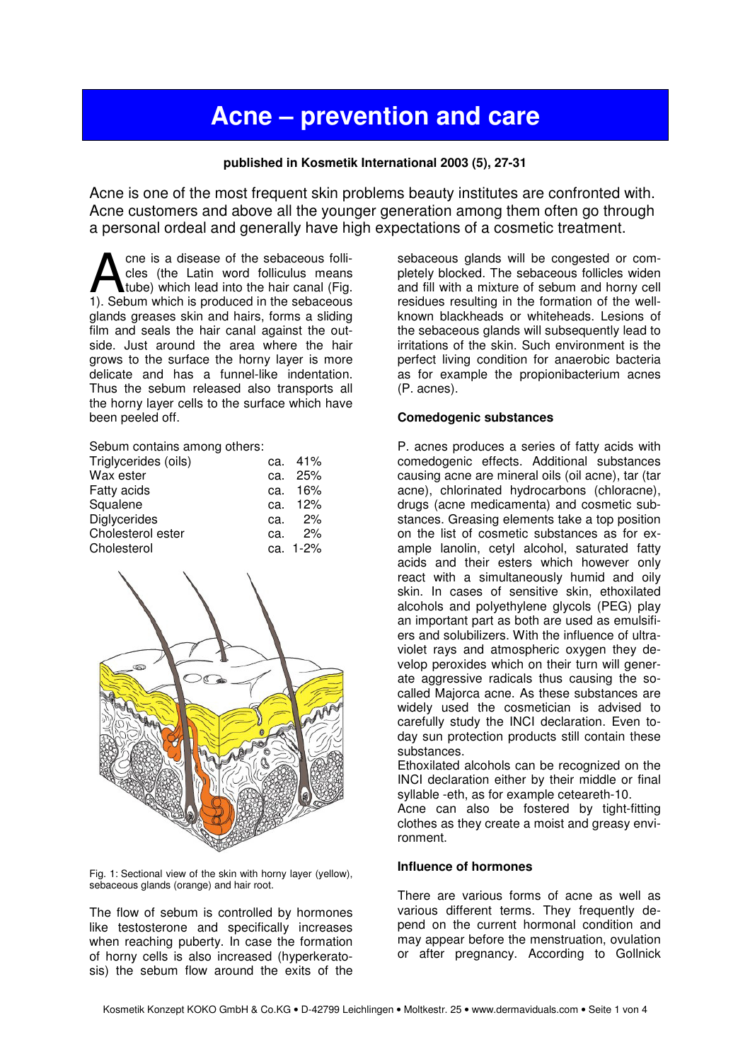# Acne – prevention and care

**published in Kosmetik International 2003 (5), 27-31**

Acne is one of the most frequent skin problems beauty institutes are confronted with. Acne customers and above all the younger generation among them often go through a personal ordeal and generally have high expectations of a cosmetic treatment.

Acne is a disease of the sebaceous follicles (the Latin word folliculus means tube) which lead into the hair canal (Fig. 1). Sebum which is produced in the sebaceous glands greases skin and hairs, forms a sliding film and seals the hair canal against the outside. Just around the area where the hair grows to the surface the horny layer is more delicate and has a funnel-like indentation. Thus the sebum released also transports all the horny layer cells to the surface which have been peeled off.

Sebum contains among others:

| | |
|---|---|
| Triglycerides (oils) | ca. 41% |
| Wax ester | ca. 25% |
| Fatty acids | ca. 16% |
| Squalene | ca. 12% |
| Diglycerides | ca. 2% |
| Cholesterol ester | ca. 2% |
| Cholesterol | ca. 1-2% |

Fig. 1: Sectional view of the skin with horny layer (yellow), sebaceous glands (orange) and hair root.

The flow of sebum is controlled by hormones like testosterone and specifically increases when reaching puberty. In case the formation of horny cells is also increased (hyperkeratosis) the sebum flow around the exits of the sebaceous glands will be congested or completely blocked. The sebaceous follicles widen and fill with a mixture of sebum and horny cell residues resulting in the formation of the well-known blackheads or whiteheads. Lesions of the sebaceous glands will subsequently lead to irritations of the skin. Such environment is the perfect living condition for anaerobic bacteria as for example the propionibacterium acnes (P. acnes).

### Comedogenic substances

P. acnes produces a series of fatty acids with comedogenic effects. Additional substances causing acne are mineral oils (oil acne), tar (tar acne), chlorinated hydrocarbons (chloracne), drugs (acne medicamenta) and cosmetic substances. Greasing elements take a top position on the list of cosmetic substances as for example lanolin, cetyl alcohol, saturated fatty acids and their esters which however only react with a simultaneously humid and oily skin. In cases of sensitive skin, ethoxilated alcohols and polyethylene glycols (PEG) play an important part as both are used as emulsifiers and solubilizers. With the influence of ultraviolet rays and atmospheric oxygen they develop peroxides which on their turn will generate aggressive radicals thus causing the so-called Majorca acne. As these substances are widely used the cosmetician is advised to carefully study the INCI declaration. Even today sun protection products still contain these substances.

Ethoxilated alcohols can be recognized on the INCI declaration either by their middle or final syllable -eth, as for example ceteareth-10.

Acne can also be fostered by tight-fitting clothes as they create a moist and greasy environment.

### Influence of hormones

There are various forms of acne as well as various different terms. They frequently depend on the current hormonal condition and may appear before the menstruation, ovulation or after pregnancy. According to Gollnick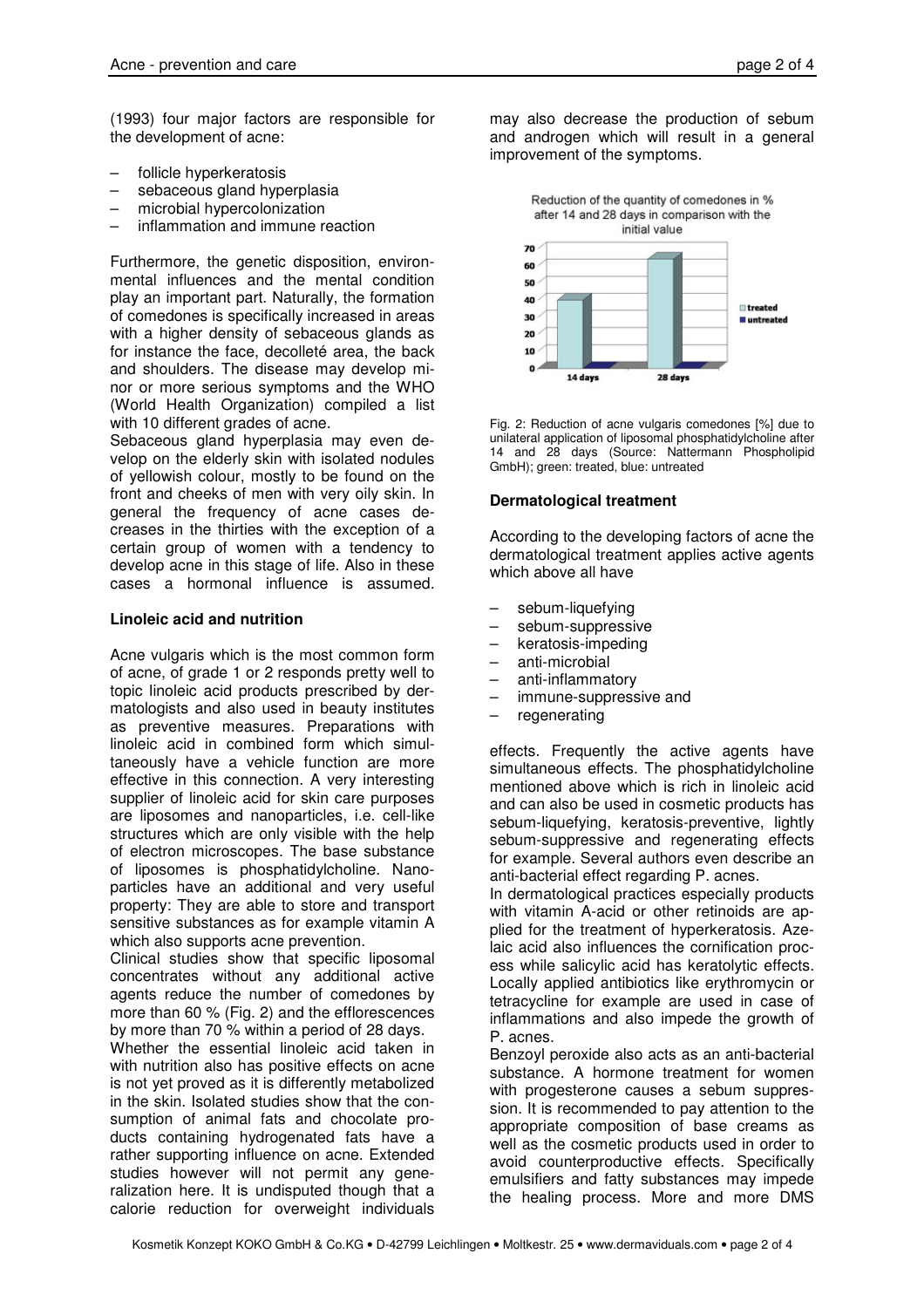(1993) four major factors are responsible for the development of acne:

- follicle hyperkeratosis
- sebaceous gland hyperplasia
- microbial hypercolonization
- inflammation and immune reaction

Furthermore, the genetic disposition, environmental influences and the mental condition play an important part. Naturally, the formation of comedones is specifically increased in areas with a higher density of sebaceous glands as for instance the face, decolleté area, the back and shoulders. The disease may develop minor or more serious symptoms and the WHO (World Health Organization) compiled a list with 10 different grades of acne.

Sebaceous gland hyperplasia may even develop on the elderly skin with isolated nodules of yellowish colour, mostly to be found on the front and cheeks of men with very oily skin. In general the frequency of acne cases decreases in the thirties with the exception of a certain group of women with a tendency to develop acne in this stage of life. Also in these cases a hormonal influence is assumed.

## Linoleic acid and nutrition

Acne vulgaris which is the most common form of acne, of grade 1 or 2 responds pretty well to topic linoleic acid products prescribed by dermatologists and also used in beauty institutes as preventive measures. Preparations with linoleic acid in combined form which simultaneously have a vehicle function are more effective in this connection. A very interesting supplier of linoleic acid for skin care purposes are liposomes and nanoparticles, i.e. cell-like structures which are only visible with the help of electron microscopes. The base substance of liposomes is phosphatidylcholine. Nanoparticles have an additional and very useful property: They are able to store and transport sensitive substances as for example vitamin A which also supports acne prevention.

Clinical studies show that specific liposomal concentrates without any additional active agents reduce the number of comedones by more than 60 % (Fig. 2) and the efflorescences by more than 70 % within a period of 28 days.

Whether the essential linoleic acid taken in with nutrition also has positive effects on acne is not yet proved as it is differently metabolized in the skin. Isolated studies show that the consumption of animal fats and chocolate products containing hydrogenated fats have a rather supporting influence on acne. Extended studies however will not permit any generalization here. It is undisputed though that a calorie reduction for overweight individuals may also decrease the production of sebum and androgen which will result in a general improvement of the symptoms.

Reduction of the quantity of comedones in % after 14 and 28 days in comparison with the initial value

| | 14 days | 28 days |
|---|---|---|
| treated | ~38 | ~62 |
| untreated | 0 | 0 |

Fig. 2: Reduction of acne vulgaris comedones [%] due to unilateral application of liposomal phosphatidylcholine after 14 and 28 days (Source: Nattermann Phospholipid GmbH); green: treated, blue: untreated

## Dermatological treatment

According to the developing factors of acne the dermatological treatment applies active agents which above all have

- sebum-liquefying
- sebum-suppressive
- keratosis-impeding
- anti-microbial
- anti-inflammatory
- immune-suppressive and
- regenerating

effects. Frequently the active agents have simultaneous effects. The phosphatidylcholine mentioned above which is rich in linoleic acid and can also be used in cosmetic products has sebum-liquefying, keratosis-preventive, lightly sebum-suppressive and regenerating effects for example. Several authors even describe an anti-bacterial effect regarding P. acnes.

In dermatological practices especially products with vitamin A-acid or other retinoids are applied for the treatment of hyperkeratosis. Azelaic acid also influences the cornification process while salicylic acid has keratolytic effects. Locally applied antibiotics like erythromycin or tetracycline for example are used in case of inflammations and also impede the growth of P. acnes.

Benzoyl peroxide also acts as an anti-bacterial substance. A hormone treatment for women with progesterone causes a sebum suppression. It is recommended to pay attention to the appropriate composition of base creams as well as the cosmetic products used in order to avoid counterproductive effects. Specifically emulsifiers and fatty substances may impede the healing process. More and more DMS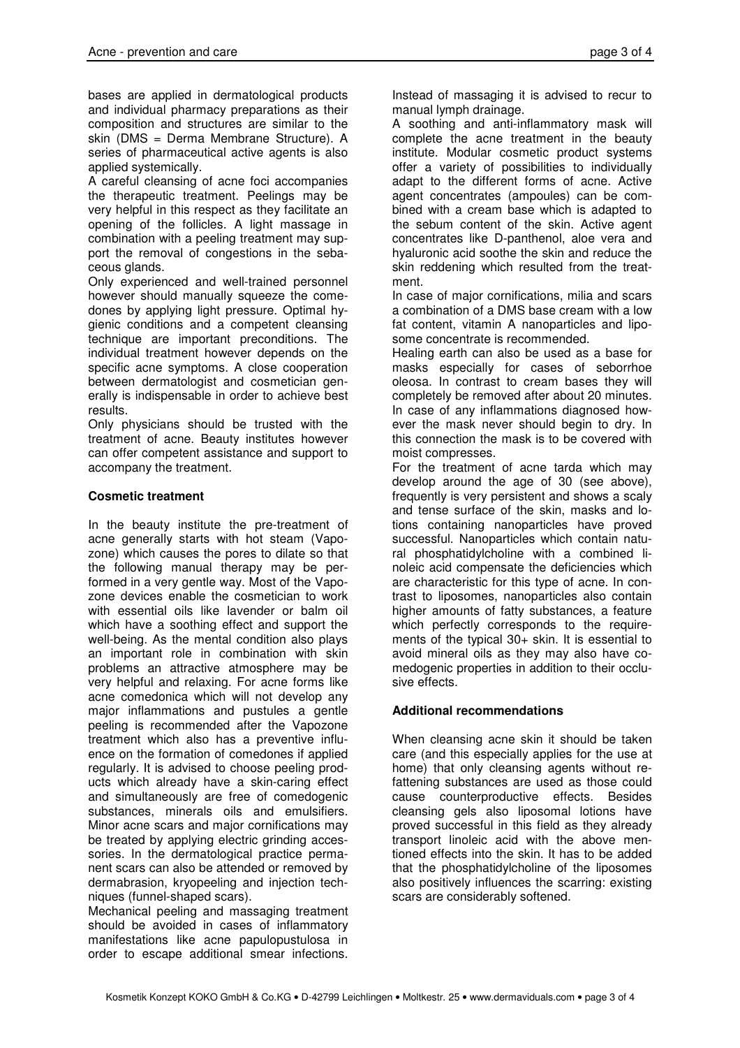bases are applied in dermatological products and individual pharmacy preparations as their composition and structures are similar to the skin (DMS = Derma Membrane Structure). A series of pharmaceutical active agents is also applied systemically.

A careful cleansing of acne foci accompanies the therapeutic treatment. Peelings may be very helpful in this respect as they facilitate an opening of the follicles. A light massage in combination with a peeling treatment may support the removal of congestions in the sebaceous glands.

Only experienced and well-trained personnel however should manually squeeze the comedones by applying light pressure. Optimal hygienic conditions and a competent cleansing technique are important preconditions. The individual treatment however depends on the specific acne symptoms. A close cooperation between dermatologist and cosmetician generally is indispensable in order to achieve best results.

Only physicians should be trusted with the treatment of acne. Beauty institutes however can offer competent assistance and support to accompany the treatment.

**Cosmetic treatment**

In the beauty institute the pre-treatment of acne generally starts with hot steam (Vapozone) which causes the pores to dilate so that the following manual therapy may be performed in a very gentle way. Most of the Vapozone devices enable the cosmetician to work with essential oils like lavender or balm oil which have a soothing effect and support the well-being. As the mental condition also plays an important role in combination with skin problems an attractive atmosphere may be very helpful and relaxing. For acne forms like acne comedonica which will not develop any major inflammations and pustules a gentle peeling is recommended after the Vapozone treatment which also has a preventive influence on the formation of comedones if applied regularly. It is advised to choose peeling products which already have a skin-caring effect and simultaneously are free of comedogenic substances, minerals oils and emulsifiers. Minor acne scars and major cornifications may be treated by applying electric grinding accessories. In the dermatological practice permanent scars can also be attended or removed by dermabrasion, kryopeeling and injection techniques (funnel-shaped scars).

Mechanical peeling and massaging treatment should be avoided in cases of inflammatory manifestations like acne papulopustulosa in order to escape additional smear infections. Instead of massaging it is advised to recur to manual lymph drainage.

A soothing and anti-inflammatory mask will complete the acne treatment in the beauty institute. Modular cosmetic product systems offer a variety of possibilities to individually adapt to the different forms of acne. Active agent concentrates (ampoules) can be combined with a cream base which is adapted to the sebum content of the skin. Active agent concentrates like D-panthenol, aloe vera and hyaluronic acid soothe the skin and reduce the skin reddening which resulted from the treatment.

In case of major cornifications, milia and scars a combination of a DMS base cream with a low fat content, vitamin A nanoparticles and liposome concentrate is recommended.

Healing earth can also be used as a base for masks especially for cases of seborrhoe oleosa. In contrast to cream bases they will completely be removed after about 20 minutes. In case of any inflammations diagnosed however the mask never should begin to dry. In this connection the mask is to be covered with moist compresses.

For the treatment of acne tarda which may develop around the age of 30 (see above), frequently is very persistent and shows a scaly and tense surface of the skin, masks and lotions containing nanoparticles have proved successful. Nanoparticles which contain natural phosphatidylcholine with a combined linoleic acid compensate the deficiencies which are characteristic for this type of acne. In contrast to liposomes, nanoparticles also contain higher amounts of fatty substances, a feature which perfectly corresponds to the requirements of the typical 30+ skin. It is essential to avoid mineral oils as they may also have comedogenic properties in addition to their occlusive effects.

**Additional recommendations**

When cleansing acne skin it should be taken care (and this especially applies for the use at home) that only cleansing agents without refattening substances are used as those could cause counterproductive effects. Besides cleansing gels also liposomal lotions have proved successful in this field as they already transport linoleic acid with the above mentioned effects into the skin. It has to be added that the phosphatidylcholine of the liposomes also positively influences the scarring: existing scars are considerably softened.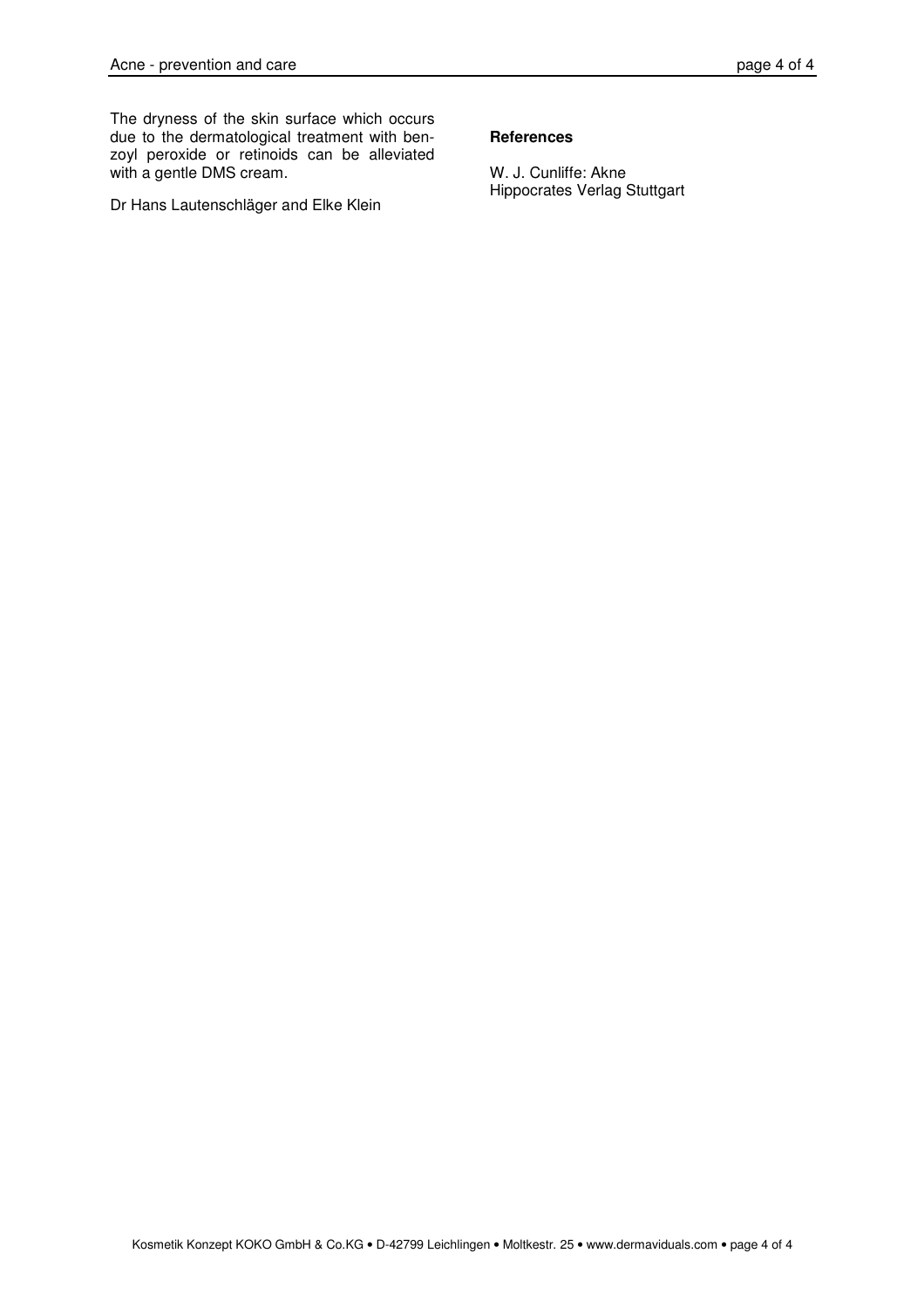The dryness of the skin surface which occurs due to the dermatological treatment with benzoyl peroxide or retinoids can be alleviated with a gentle DMS cream.

Dr Hans Lautenschläger and Elke Klein

**References**

W. J. Cunliffe: Akne
Hippocrates Verlag Stuttgart